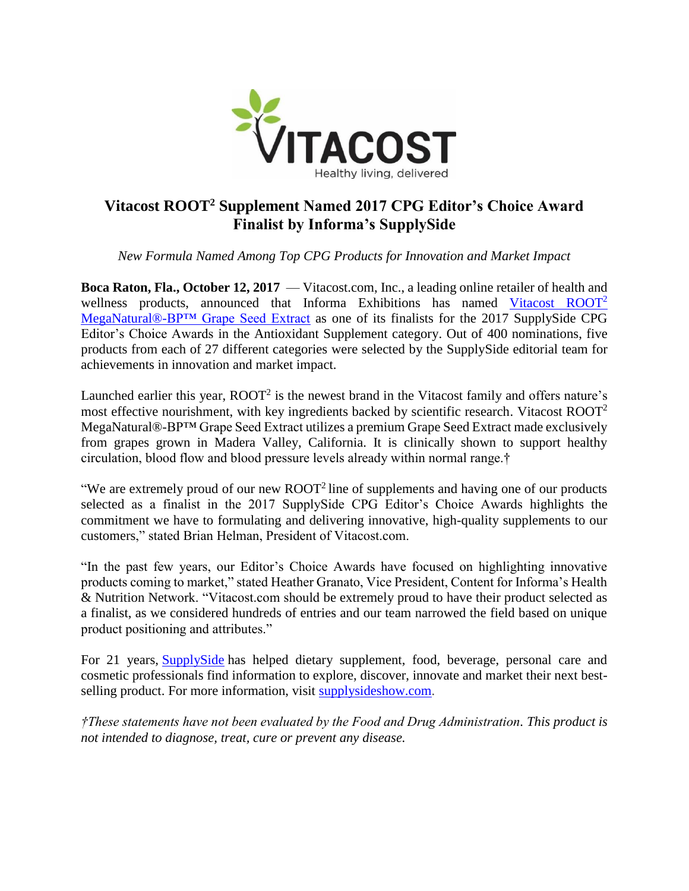# Vitacost ROOT$^2$ Supplement Named 2017 CPG Editor's Choice Award Finalist by Informa's SupplySide

*New Formula Named Among Top CPG Products for Innovation and Market Impact*

**Boca Raton, Fla., October 12, 2017** — Vitacost.com, Inc., a leading online retailer of health and wellness products, announced that Informa Exhibitions has named Vitacost ROOT$^2$ MegaNatural®-BP™ Grape Seed Extract as one of its finalists for the 2017 SupplySide CPG Editor's Choice Awards in the Antioxidant Supplement category. Out of 400 nominations, five products from each of 27 different categories were selected by the SupplySide editorial team for achievements in innovation and market impact.

Launched earlier this year, ROOT$^2$ is the newest brand in the Vitacost family and offers nature's most effective nourishment, with key ingredients backed by scientific research. Vitacost ROOT$^2$ MegaNatural®-BP™ Grape Seed Extract utilizes a premium Grape Seed Extract made exclusively from grapes grown in Madera Valley, California. It is clinically shown to support healthy circulation, blood flow and blood pressure levels already within normal range.†

"We are extremely proud of our new ROOT$^2$ line of supplements and having one of our products selected as a finalist in the 2017 SupplySide CPG Editor's Choice Awards highlights the commitment we have to formulating and delivering innovative, high-quality supplements to our customers," stated Brian Helman, President of Vitacost.com.

"In the past few years, our Editor's Choice Awards have focused on highlighting innovative products coming to market," stated Heather Granato, Vice President, Content for Informa's Health & Nutrition Network. "Vitacost.com should be extremely proud to have their product selected as a finalist, as we considered hundreds of entries and our team narrowed the field based on unique product positioning and attributes."

For 21 years, SupplySide has helped dietary supplement, food, beverage, personal care and cosmetic professionals find information to explore, discover, innovate and market their next best-selling product. For more information, visit supplysideshow.com.

*†These statements have not been evaluated by the Food and Drug Administration. This product is not intended to diagnose, treat, cure or prevent any disease.*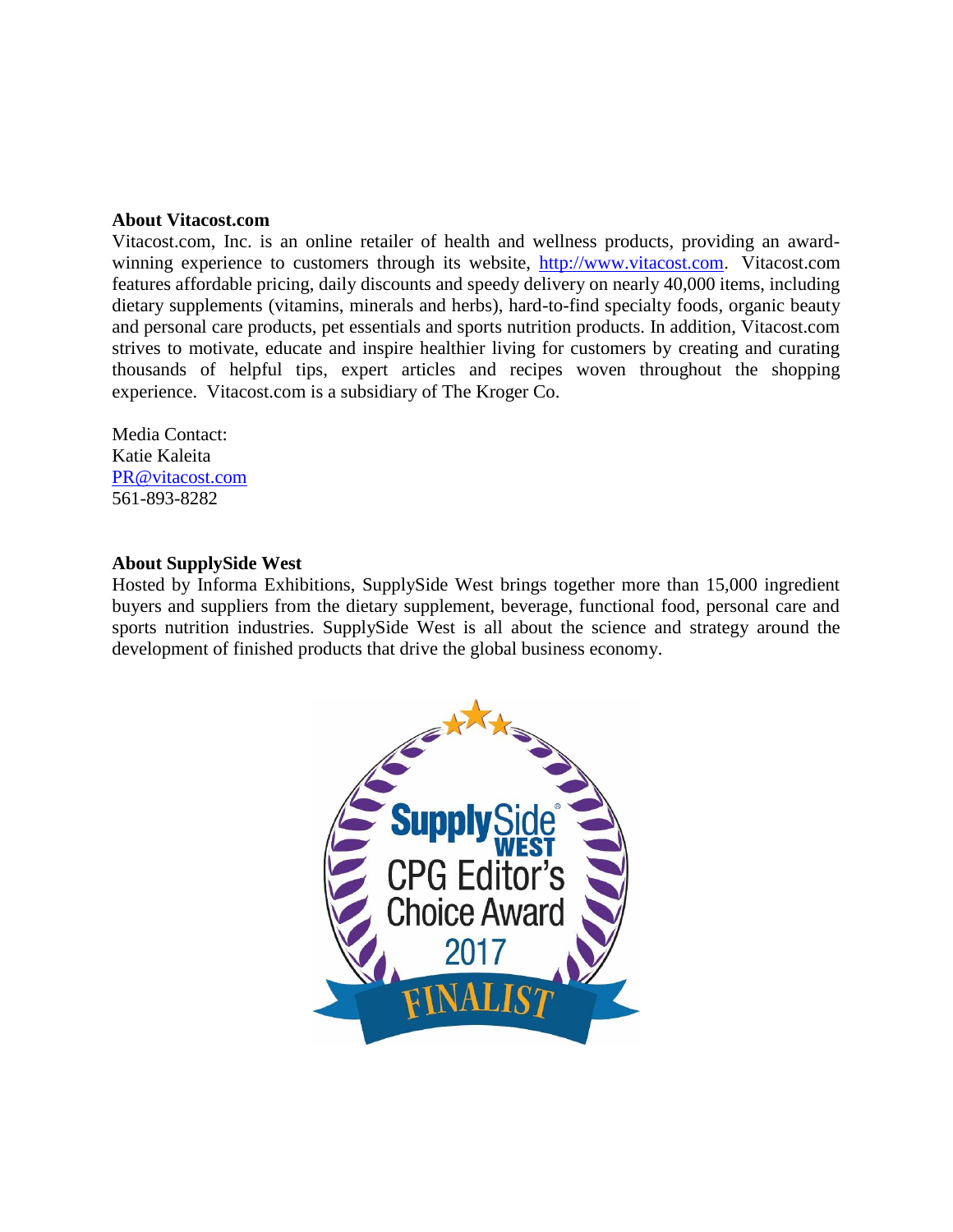**About Vitacost.com**

Vitacost.com, Inc. is an online retailer of health and wellness products, providing an award-winning experience to customers through its website, http://www.vitacost.com. Vitacost.com features affordable pricing, daily discounts and speedy delivery on nearly 40,000 items, including dietary supplements (vitamins, minerals and herbs), hard-to-find specialty foods, organic beauty and personal care products, pet essentials and sports nutrition products. In addition, Vitacost.com strives to motivate, educate and inspire healthier living for customers by creating and curating thousands of helpful tips, expert articles and recipes woven throughout the shopping experience. Vitacost.com is a subsidiary of The Kroger Co.

Media Contact:
Katie Kaleita
PR@vitacost.com
561-893-8282

**About SupplySide West**

Hosted by Informa Exhibitions, SupplySide West brings together more than 15,000 ingredient buyers and suppliers from the dietary supplement, beverage, functional food, personal care and sports nutrition industries. SupplySide West is all about the science and strategy around the development of finished products that drive the global business economy.

SupplySide WEST
CPG Editor's Choice Award
2017
FINALIST